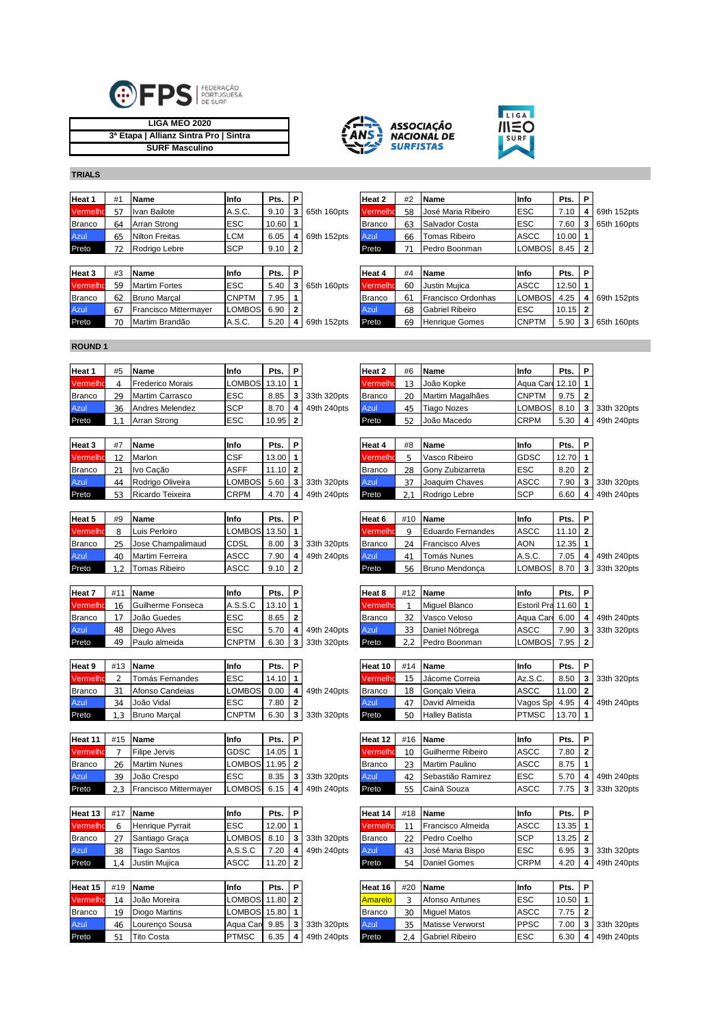FPS FEDERAÇÃO PORTUGUESA DE SURF

**LIGA MEO 2020**
**3ª Etapa | Allianz Sintra Pro | Sintra**
**SURF Masculino**

ASSOCIAÇÃO NACIONAL DE SURFISTAS

LIGA MEO SURF

## TRIALS

| Heat 1 | #1 | Name | Info | Pts. | P | |
|---|---|---|---|---|---|---|
| Vermelho | 57 | Ivan Bailote | A.S.C. | 9.10 | 3 | 65th 160pts |
| Branco | 64 | Arran Strong | ESC | 10.60 | 1 | |
| Azul | 65 | Nilton Freitas | LCM | 6.05 | 4 | 69th 152pts |
| Preto | 72 | Rodrigo Lebre | SCP | 9.10 | 2 | |

| Heat 2 | #2 | Name | Info | Pts. | P | |
|---|---|---|---|---|---|---|
| Vermelho | 58 | José Maria Ribeiro | ESC | 7.10 | 4 | 69th 152pts |
| Branco | 63 | Salvador Costa | ESC | 7.60 | 3 | 65th 160pts |
| Azul | 66 | Tomas Ribeiro | ASCC | 10.00 | 1 | |
| Preto | 71 | Pedro Boonman | LOMBOS | 8.45 | 2 | |

| Heat 3 | #3 | Name | Info | Pts. | P | |
|---|---|---|---|---|---|---|
| Vermelho | 59 | Martim Fortes | ESC | 5.40 | 3 | 65th 160pts |
| Branco | 62 | Bruno Marçal | CNPTM | 7.95 | 1 | |
| Azul | 67 | Francisco Mittermayer | LOMBOS | 6.90 | 2 | |
| Preto | 70 | Martim Brandão | A.S.C. | 5.20 | 4 | 69th 152pts |

| Heat 4 | #4 | Name | Info | Pts. | P | |
|---|---|---|---|---|---|---|
| Vermelho | 60 | Justin Mujica | ASCC | 12.50 | 1 | |
| Branco | 61 | Francisco Ordonhas | LOMBOS | 4.25 | 4 | 69th 152pts |
| Azul | 68 | Gabriel Ribeiro | ESC | 10.15 | 2 | |
| Preto | 69 | Henrique Gomes | CNPTM | 5.90 | 3 | 65th 160pts |

## ROUND 1

| Heat 1 | #5 | Name | Info | Pts. | P | |
|---|---|---|---|---|---|---|
| Vermelho | 4 | Frederico Morais | LOMBOS | 13.10 | 1 | |
| Branco | 29 | Martim Carrasco | ESC | 8.85 | 3 | 33th 320pts |
| Azul | 36 | Andres Melendez | SCP | 8.70 | 4 | 49th 240pts |
| Preto | 1,1 | Arran Strong | ESC | 10.95 | 2 | |

| Heat 2 | #6 | Name | Info | Pts. | P | |
|---|---|---|---|---|---|---|
| Vermelho | 13 | João Kopke | Aqua Car | 12.10 | 1 | |
| Branco | 20 | Martim Magalhães | CNPTM | 9.75 | 2 | |
| Azul | 45 | Tiago Nozes | LOMBOS | 8.10 | 3 | 33th 320pts |
| Preto | 52 | João Macedo | CRPM | 5.30 | 4 | 49th 240pts |

| Heat 3 | #7 | Name | Info | Pts. | P | |
|---|---|---|---|---|---|---|
| Vermelho | 12 | Marlon | CSF | 13.00 | 1 | |
| Branco | 21 | Ivo Cação | ASFF | 11.10 | 2 | |
| Azul | 44 | Rodrigo Oliveira | LOMBOS | 5.60 | 3 | 33th 320pts |
| Preto | 53 | Ricardo Teixeira | CRPM | 4.70 | 4 | 49th 240pts |

| Heat 4 | #8 | Name | Info | Pts. | P | |
|---|---|---|---|---|---|---|
| Vermelho | 5 | Vasco Ribeiro | GDSC | 12.70 | 1 | |
| Branco | 28 | Gony Zubizarreta | ESC | 8.20 | 2 | |
| Azul | 37 | Joaquim Chaves | ASCC | 7.90 | 3 | 33th 320pts |
| Preto | 2,1 | Rodrigo Lebre | SCP | 6.60 | 4 | 49th 240pts |

| Heat 5 | #9 | Name | Info | Pts. | P | |
|---|---|---|---|---|---|---|
| Vermelho | 8 | Luis Perloiro | LOMBOS | 13.50 | 1 | |
| Branco | 25 | Jose Champalimaud | CDSL | 8.00 | 3 | 33th 320pts |
| Azul | 40 | Martim Ferreira | ASCC | 7.90 | 4 | 49th 240pts |
| Preto | 1,2 | Tomas Ribeiro | ASCC | 9.10 | 2 | |

| Heat 6 | #10 | Name | Info | Pts. | P | |
|---|---|---|---|---|---|---|
| Vermelho | 9 | Eduardo Fernandes | ASCC | 11.10 | 2 | |
| Branco | 24 | Francisco Alves | AON | 12.35 | 1 | |
| Azul | 41 | Tomás Nunes | A.S.C. | 7.05 | 4 | 49th 240pts |
| Preto | 56 | Bruno Mendonça | LOMBOS | 8.70 | 3 | 33th 320pts |

| Heat 7 | #11 | Name | Info | Pts. | P | |
|---|---|---|---|---|---|---|
| Vermelho | 16 | Guilherme Fonseca | A.S.S.C | 13.10 | 1 | |
| Branco | 17 | João Guedes | ESC | 8.65 | 2 | |
| Azul | 48 | Diego Alves | ESC | 5.70 | 4 | 49th 240pts |
| Preto | 49 | Paulo almeida | CNPTM | 6.30 | 3 | 33th 320pts |

| Heat 8 | #12 | Name | Info | Pts. | P | |
|---|---|---|---|---|---|---|
| Vermelho | 1 | Miguel Blanco | Estoril Pra | 11.60 | 1 | |
| Branco | 32 | Vasco Veloso | Aqua Car | 6.00 | 4 | 49th 240pts |
| Azul | 33 | Daniel Nóbrega | ASCC | 7.90 | 3 | 33th 320pts |
| Preto | 2,2 | Pedro Boonman | LOMBOS | 7.95 | 2 | |

| Heat 9 | #13 | Name | Info | Pts. | P | |
|---|---|---|---|---|---|---|
| Vermelho | 2 | Tomás Fernandes | ESC | 14.10 | 1 | |
| Branco | 31 | Afonso Candeias | LOMBOS | 0.00 | 4 | 49th 240pts |
| Azul | 34 | João Vidal | ESC | 7.80 | 2 | |
| Preto | 1,3 | Bruno Marçal | CNPTM | 6.30 | 3 | 33th 320pts |

| Heat 10 | #14 | Name | Info | Pts. | P | |
|---|---|---|---|---|---|---|
| Vermelho | 15 | Jácome Correia | Az.S.C. | 8.50 | 3 | 33th 320pts |
| Branco | 18 | Gonçalo Vieira | ASCC | 11.00 | 2 | |
| Azul | 47 | David Almeida | Vagos Sp | 4.95 | 4 | 49th 240pts |
| Preto | 50 | Halley Batista | PTMSC | 13.70 | 1 | |

| Heat 11 | #15 | Name | Info | Pts. | P | |
|---|---|---|---|---|---|---|
| Vermelho | 7 | Filipe Jervis | GDSC | 14.05 | 1 | |
| Branco | 26 | Martim Nunes | LOMBOS | 11.95 | 2 | |
| Azul | 39 | João Crespo | ESC | 8.35 | 3 | 33th 320pts |
| Preto | 2,3 | Francisco Mittermayer | LOMBOS | 6.15 | 4 | 49th 240pts |

| Heat 12 | #16 | Name | Info | Pts. | P | |
|---|---|---|---|---|---|---|
| Vermelho | 10 | Guilherme Ribeiro | ASCC | 7.80 | 2 | |
| Branco | 23 | Martim Paulino | ASCC | 8.75 | 1 | |
| Azul | 42 | Sebastião Ramirez | ESC | 5.70 | 4 | 49th 240pts |
| Preto | 55 | Cainã Souza | ASCC | 7.75 | 3 | 33th 320pts |

| Heat 13 | #17 | Name | Info | Pts. | P | |
|---|---|---|---|---|---|---|
| Vermelho | 6 | Henrique Pyrrait | ESC | 12.00 | 1 | |
| Branco | 27 | Santiago Graça | LOMBOS | 8.10 | 3 | 33th 320pts |
| Azul | 38 | Tiago Santos | A.S.S.C | 7.20 | 4 | 49th 240pts |
| Preto | 1,4 | Justin Mujica | ASCC | 11.20 | 2 | |

| Heat 14 | #18 | Name | Info | Pts. | P | |
|---|---|---|---|---|---|---|
| Vermelho | 11 | Francisco Almeida | ASCC | 13.35 | 1 | |
| Branco | 22 | Pedro Coelho | SCP | 13.25 | 2 | |
| Azul | 43 | José Maria Bispo | ESC | 6.95 | 3 | 33th 320pts |
| Preto | 54 | Daniel Gomes | CRPM | 4.20 | 4 | 49th 240pts |

| Heat 15 | #19 | Name | Info | Pts. | P | |
|---|---|---|---|---|---|---|
| Vermelho | 14 | João Moreira | LOMBOS | 11.80 | 2 | |
| Branco | 19 | Diogo Martins | LOMBOS | 15.80 | 1 | |
| Azul | 46 | Lourenço Sousa | Aqua Car | 9.85 | 3 | 33th 320pts |
| Preto | 51 | Tito Costa | PTMSC | 6.35 | 4 | 49th 240pts |

| Heat 16 | #20 | Name | Info | Pts. | P | |
|---|---|---|---|---|---|---|
| Amarelo | 3 | Afonso Antunes | ESC | 10.50 | 1 | |
| Branco | 30 | Miguel Matos | ASCC | 7.75 | 2 | |
| Azul | 35 | Matisse Verworst | PPSC | 7.00 | 3 | 33th 320pts |
| Preto | 2,4 | Gabriel Ribeiro | ESC | 6.30 | 4 | 49th 240pts |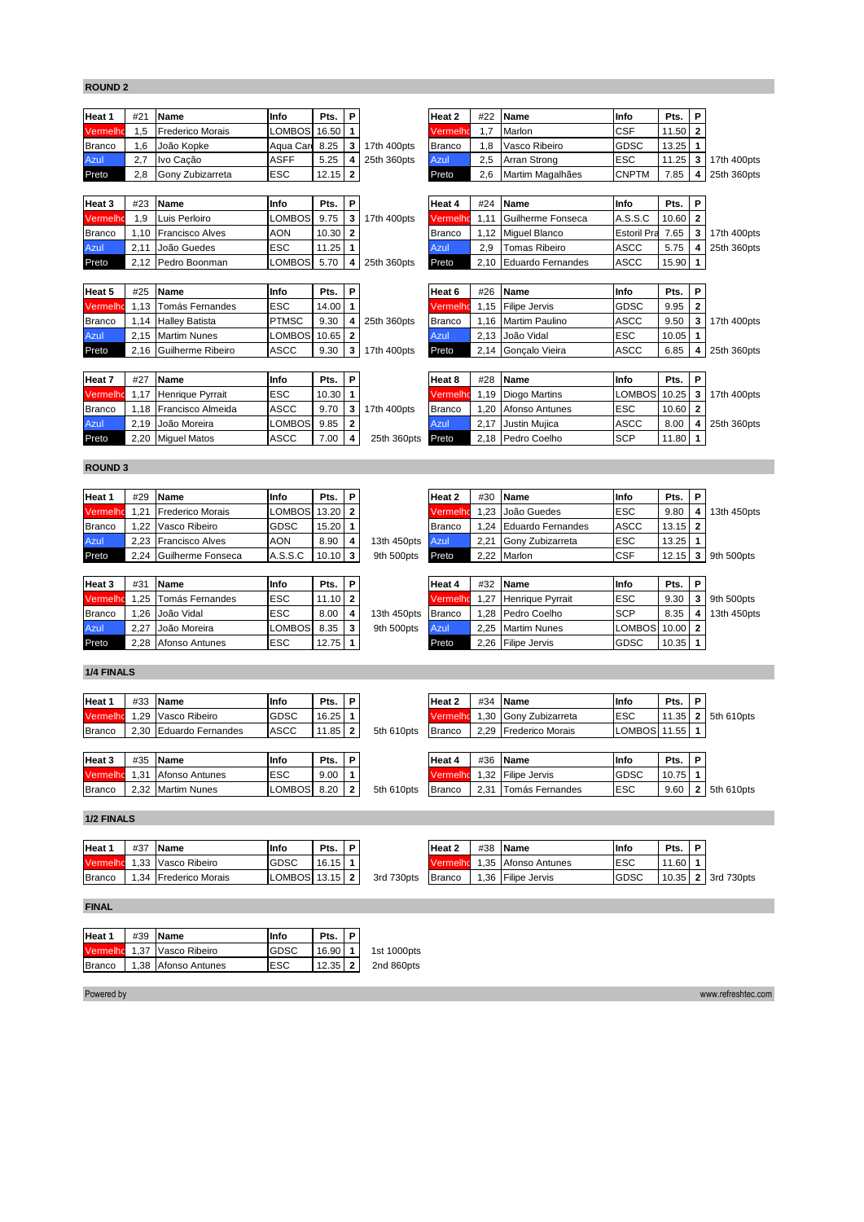## ROUND 2

| Heat 1 | #21 | Name | Info | Pts. | P | |
|---|---|---|---|---|---|---|
| Vermelho | 1,5 | Frederico Morais | LOMBOS | 16.50 | 1 | |
| Branco | 1,6 | João Kopke | Aqua Car | 8.25 | 3 | 17th 400pts |
| Azul | 2,7 | Ivo Cação | ASFF | 5.25 | 4 | 25th 360pts |
| Preto | 2,8 | Gony Zubizarreta | ESC | 12.15 | 2 | |

| Heat 2 | #22 | Name | Info | Pts. | P | |
|---|---|---|---|---|---|---|
| Vermelho | 1,7 | Marlon | CSF | 11.50 | 2 | |
| Branco | 1,8 | Vasco Ribeiro | GDSC | 13.25 | 1 | |
| Azul | 2,5 | Arran Strong | ESC | 11.25 | 3 | 17th 400pts |
| Preto | 2,6 | Martim Magalhães | CNPTM | 7.85 | 4 | 25th 360pts |

| Heat 3 | #23 | Name | Info | Pts. | P | |
|---|---|---|---|---|---|---|
| Vermelho | 1,9 | Luis Perloiro | LOMBOS | 9.75 | 3 | 17th 400pts |
| Branco | 1,10 | Francisco Alves | AON | 10.30 | 2 | |
| Azul | 2,11 | João Guedes | ESC | 11.25 | 1 | |
| Preto | 2,12 | Pedro Boonman | LOMBOS | 5.70 | 4 | 25th 360pts |

| Heat 4 | #24 | Name | Info | Pts. | P | |
|---|---|---|---|---|---|---|
| Vermelho | 1,11 | Guilherme Fonseca | A.S.S.C | 10.60 | 2 | |
| Branco | 1,12 | Miguel Blanco | Estoril Pra | 7.65 | 3 | 17th 400pts |
| Azul | 2,9 | Tomas Ribeiro | ASCC | 5.75 | 4 | 25th 360pts |
| Preto | 2,10 | Eduardo Fernandes | ASCC | 15.90 | 1 | |

| Heat 5 | #25 | Name | Info | Pts. | P | |
|---|---|---|---|---|---|---|
| Vermelho | 1,13 | Tomás Fernandes | ESC | 14.00 | 1 | |
| Branco | 1,14 | Halley Batista | PTMSC | 9.30 | 4 | 25th 360pts |
| Azul | 2,15 | Martim Nunes | LOMBOS | 10.65 | 2 | |
| Preto | 2,16 | Guilherme Ribeiro | ASCC | 9.30 | 3 | 17th 400pts |

| Heat 6 | #26 | Name | Info | Pts. | P | |
|---|---|---|---|---|---|---|
| Vermelho | 1,15 | Filipe Jervis | GDSC | 9.95 | 2 | |
| Branco | 1,16 | Martim Paulino | ASCC | 9.50 | 3 | 17th 400pts |
| Azul | 2,13 | João Vidal | ESC | 10.05 | 1 | |
| Preto | 2,14 | Gonçalo Vieira | ASCC | 6.85 | 4 | 25th 360pts |

| Heat 7 | #27 | Name | Info | Pts. | P | |
|---|---|---|---|---|---|---|
| Vermelho | 1,17 | Henrique Pyrrait | ESC | 10.30 | 1 | |
| Branco | 1,18 | Francisco Almeida | ASCC | 9.70 | 3 | 17th 400pts |
| Azul | 2,19 | João Moreira | LOMBOS | 9.85 | 2 | |
| Preto | 2,20 | Miguel Matos | ASCC | 7.00 | 4 | 25th 360pts |

| Heat 8 | #28 | Name | Info | Pts. | P | |
|---|---|---|---|---|---|---|
| Vermelho | 1,19 | Diogo Martins | LOMBOS | 10.25 | 3 | 17th 400pts |
| Branco | 1,20 | Afonso Antunes | ESC | 10.60 | 2 | |
| Azul | 2,17 | Justin Mujica | ASCC | 8.00 | 4 | 25th 360pts |
| Preto | 2,18 | Pedro Coelho | SCP | 11.80 | 1 | |

## ROUND 3

| Heat 1 | #29 | Name | Info | Pts. | P | |
|---|---|---|---|---|---|---|
| Vermelho | 1,21 | Frederico Morais | LOMBOS | 13.20 | 2 | |
| Branco | 1,22 | Vasco Ribeiro | GDSC | 15.20 | 1 | |
| Azul | 2,23 | Francisco Alves | AON | 8.90 | 4 | 13th 450pts |
| Preto | 2,24 | Guilherme Fonseca | A.S.S.C | 10.10 | 3 | 9th 500pts |

| Heat 2 | #30 | Name | Info | Pts. | P | |
|---|---|---|---|---|---|---|
| Vermelho | 1,23 | João Guedes | ESC | 9.80 | 4 | 13th 450pts |
| Branco | 1,24 | Eduardo Fernandes | ASCC | 13.15 | 2 | |
| Azul | 2,21 | Gony Zubizarreta | ESC | 13.25 | 1 | |
| Preto | 2,22 | Marlon | CSF | 12.15 | 3 | 9th 500pts |

| Heat 3 | #31 | Name | Info | Pts. | P | |
|---|---|---|---|---|---|---|
| Vermelho | 1,25 | Tomás Fernandes | ESC | 11.10 | 2 | |
| Branco | 1,26 | João Vidal | ESC | 8.00 | 4 | 13th 450pts |
| Azul | 2,27 | João Moreira | LOMBOS | 8.35 | 3 | 9th 500pts |
| Preto | 2,28 | Afonso Antunes | ESC | 12.75 | 1 | |

| Heat 4 | #32 | Name | Info | Pts. | P | |
|---|---|---|---|---|---|---|
| Vermelho | 1,27 | Henrique Pyrrait | ESC | 9.30 | 3 | 9th 500pts |
| Branco | 1,28 | Pedro Coelho | SCP | 8.35 | 4 | 13th 450pts |
| Azul | 2,25 | Martim Nunes | LOMBOS | 10.00 | 2 | |
| Preto | 2,26 | Filipe Jervis | GDSC | 10.35 | 1 | |

## 1/4 FINALS

| Heat 1 | #33 | Name | Info | Pts. | P | |
|---|---|---|---|---|---|---|
| Vermelho | 1,29 | Vasco Ribeiro | GDSC | 16.25 | 1 | |
| Branco | 2,30 | Eduardo Fernandes | ASCC | 11.85 | 2 | 5th 610pts |

| Heat 2 | #34 | Name | Info | Pts. | P | |
|---|---|---|---|---|---|---|
| Vermelho | 1,30 | Gony Zubizarreta | ESC | 11.35 | 2 | 5th 610pts |
| Branco | 2,29 | Frederico Morais | LOMBOS | 11.55 | 1 | |

| Heat 3 | #35 | Name | Info | Pts. | P | |
|---|---|---|---|---|---|---|
| Vermelho | 1,31 | Afonso Antunes | ESC | 9.00 | 1 | |
| Branco | 2,32 | Martim Nunes | LOMBOS | 8.20 | 2 | 5th 610pts |

| Heat 4 | #36 | Name | Info | Pts. | P | |
|---|---|---|---|---|---|---|
| Vermelho | 1,32 | Filipe Jervis | GDSC | 10.75 | 1 | |
| Branco | 2,31 | Tomás Fernandes | ESC | 9.60 | 2 | 5th 610pts |

## 1/2 FINALS

| Heat 1 | #37 | Name | Info | Pts. | P | |
|---|---|---|---|---|---|---|
| Vermelho | 1,33 | Vasco Ribeiro | GDSC | 16.15 | 1 | |
| Branco | 1,34 | Frederico Morais | LOMBOS | 13.15 | 2 | 3rd 730pts |

| Heat 2 | #38 | Name | Info | Pts. | P | |
|---|---|---|---|---|---|---|
| Vermelho | 1,35 | Afonso Antunes | ESC | 11.60 | 1 | |
| Branco | 1,36 | Filipe Jervis | GDSC | 10.35 | 2 | 3rd 730pts |

## FINAL

| Heat 1 | #39 | Name | Info | Pts. | P | |
|---|---|---|---|---|---|---|
| Vermelho | 1,37 | Vasco Ribeiro | GDSC | 16.90 | 1 | 1st 1000pts |
| Branco | 1,38 | Afonso Antunes | ESC | 12.35 | 2 | 2nd 860pts |

Powered by www.refreshtec.com